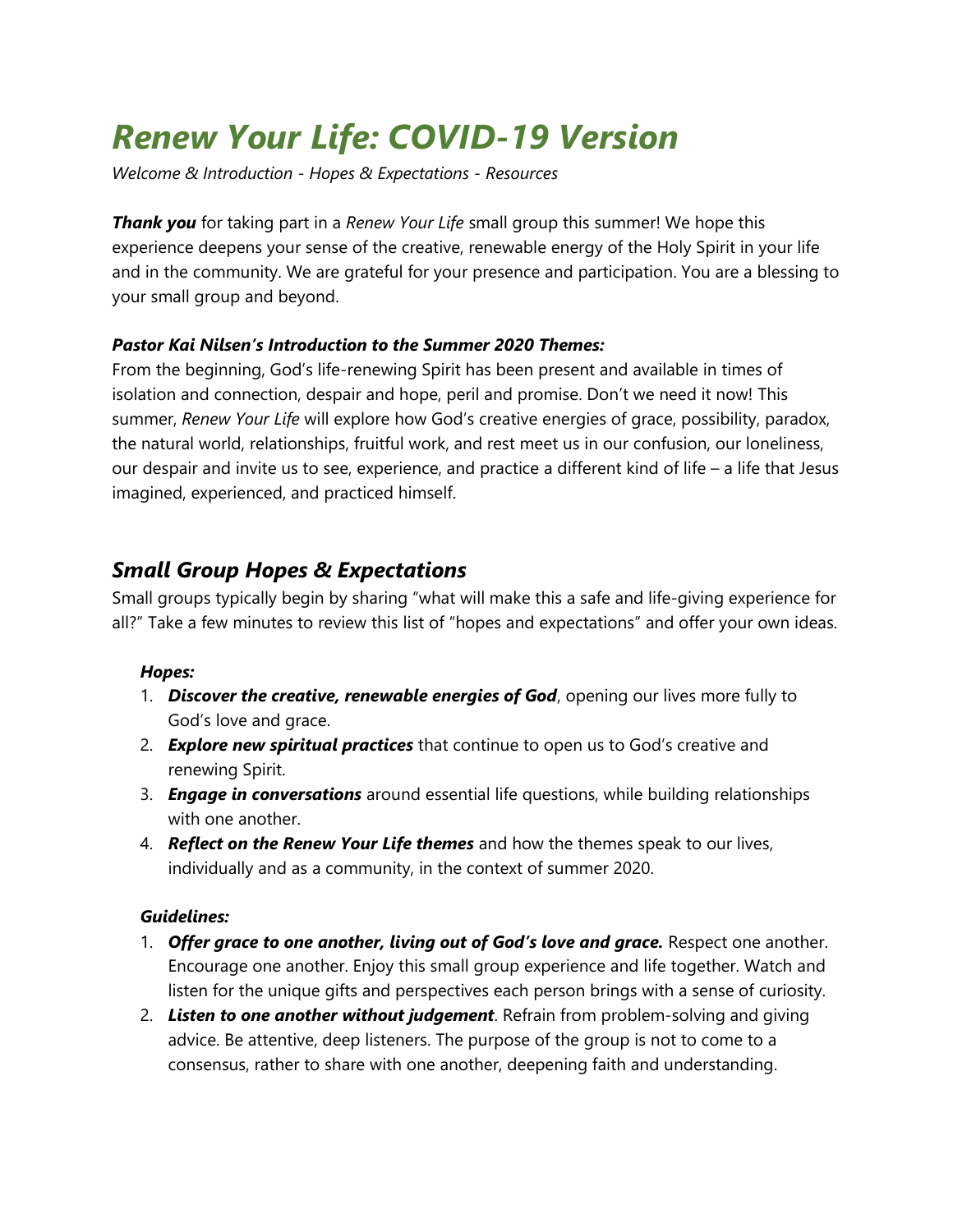# *Renew Your Life: COVID-19 Version*

*Welcome & Introduction - Hopes & Expectations - Resources*

***Thank you*** for taking part in a *Renew Your Life* small group this summer! We hope this experience deepens your sense of the creative, renewable energy of the Holy Spirit in your life and in the community. We are grateful for your presence and participation. You are a blessing to your small group and beyond.

***Pastor Kai Nilsen's Introduction to the Summer 2020 Themes:***

From the beginning, God's life-renewing Spirit has been present and available in times of isolation and connection, despair and hope, peril and promise. Don't we need it now! This summer, *Renew Your Life* will explore how God's creative energies of grace, possibility, paradox, the natural world, relationships, fruitful work, and rest meet us in our confusion, our loneliness, our despair and invite us to see, experience, and practice a different kind of life – a life that Jesus imagined, experienced, and practiced himself.

## *Small Group Hopes & Expectations*

Small groups typically begin by sharing "what will make this a safe and life-giving experience for all?" Take a few minutes to review this list of "hopes and expectations" and offer your own ideas.

***Hopes:***

1. ***Discover the creative, renewable energies of God***, opening our lives more fully to God's love and grace.
2. ***Explore new spiritual practices*** that continue to open us to God's creative and renewing Spirit.
3. ***Engage in conversations*** around essential life questions, while building relationships with one another.
4. ***Reflect on the Renew Your Life themes*** and how the themes speak to our lives, individually and as a community, in the context of summer 2020.

***Guidelines:***

1. ***Offer grace to one another, living out of God's love and grace.*** Respect one another. Encourage one another. Enjoy this small group experience and life together. Watch and listen for the unique gifts and perspectives each person brings with a sense of curiosity.
2. ***Listen to one another without judgement***. Refrain from problem-solving and giving advice. Be attentive, deep listeners. The purpose of the group is not to come to a consensus, rather to share with one another, deepening faith and understanding.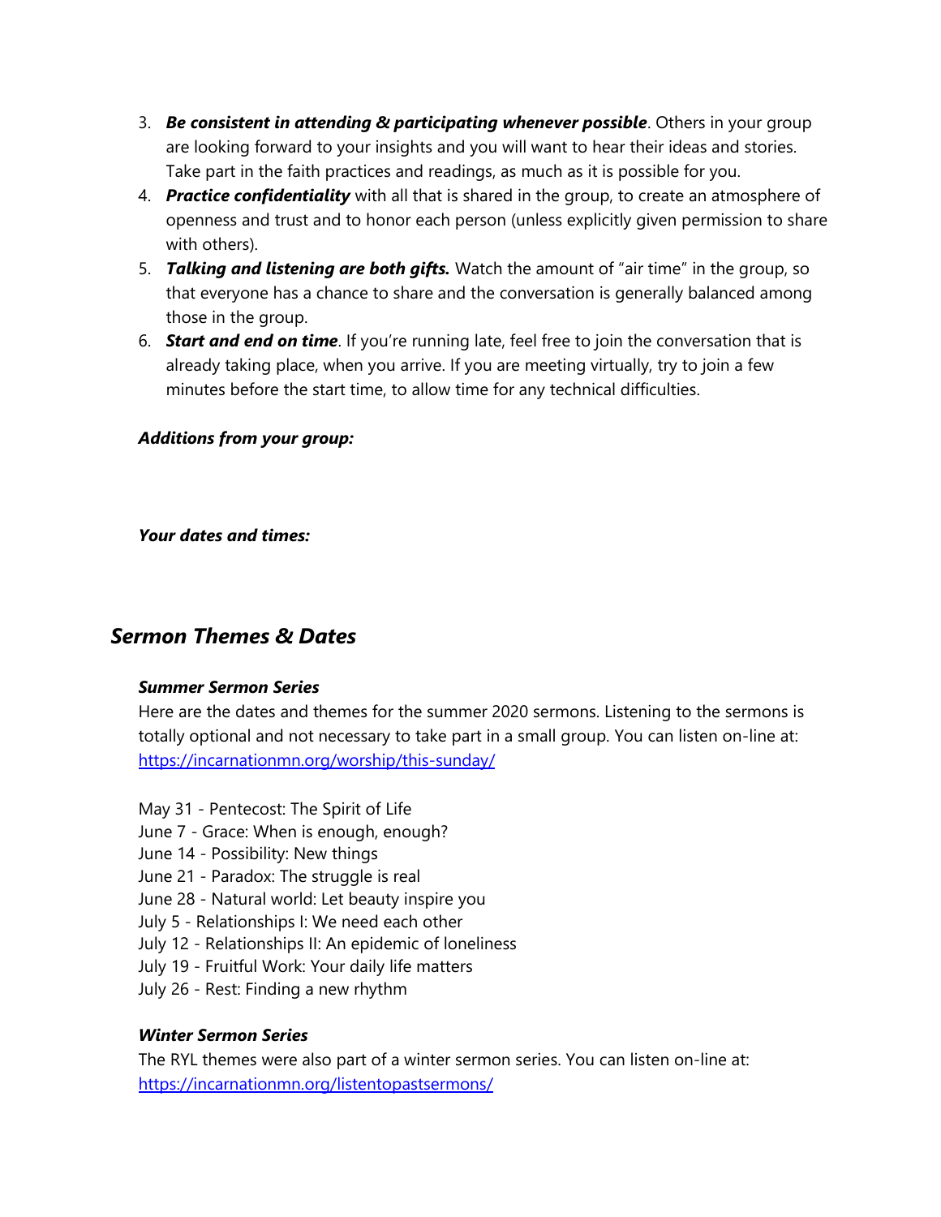3. ***Be consistent in attending & participating whenever possible***. Others in your group are looking forward to your insights and you will want to hear their ideas and stories. Take part in the faith practices and readings, as much as it is possible for you.
4. ***Practice confidentiality*** with all that is shared in the group, to create an atmosphere of openness and trust and to honor each person (unless explicitly given permission to share with others).
5. ***Talking and listening are both gifts.*** Watch the amount of "air time" in the group, so that everyone has a chance to share and the conversation is generally balanced among those in the group.
6. ***Start and end on time***. If you're running late, feel free to join the conversation that is already taking place, when you arrive. If you are meeting virtually, try to join a few minutes before the start time, to allow time for any technical difficulties.

***Additions from your group:***

***Your dates and times:***

## *Sermon Themes & Dates*

***Summer Sermon Series***

Here are the dates and themes for the summer 2020 sermons. Listening to the sermons is totally optional and not necessary to take part in a small group. You can listen on-line at: [https://incarnationmn.org/worship/this-sunday/](https://incarnationmn.org/worship/this-sunday/)

May 31 - Pentecost: The Spirit of Life
June 7 - Grace: When is enough, enough?
June 14 - Possibility: New things
June 21 - Paradox: The struggle is real
June 28 - Natural world: Let beauty inspire you
July 5 - Relationships I: We need each other
July 12 - Relationships II: An epidemic of loneliness
July 19 - Fruitful Work: Your daily life matters
July 26 - Rest: Finding a new rhythm

***Winter Sermon Series***

The RYL themes were also part of a winter sermon series. You can listen on-line at: [https://incarnationmn.org/listentopastsermons/](https://incarnationmn.org/listentopastsermons/)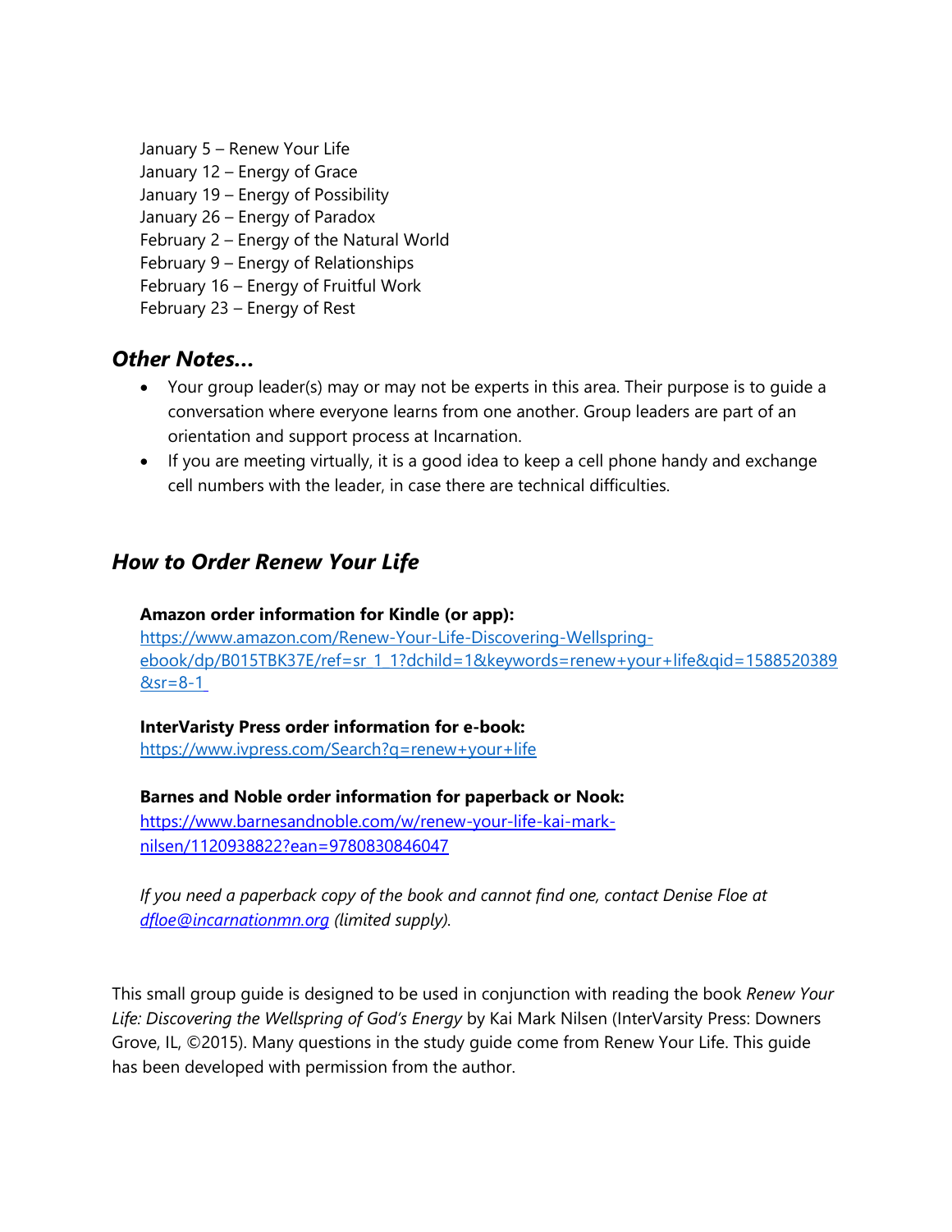January 5 – Renew Your Life
January 12 – Energy of Grace
January 19 – Energy of Possibility
January 26 – Energy of Paradox
February 2 – Energy of the Natural World
February 9 – Energy of Relationships
February 16 – Energy of Fruitful Work
February 23 – Energy of Rest

### *Other Notes…*

- Your group leader(s) may or may not be experts in this area. Their purpose is to guide a conversation where everyone learns from one another. Group leaders are part of an orientation and support process at Incarnation.
- If you are meeting virtually, it is a good idea to keep a cell phone handy and exchange cell numbers with the leader, in case there are technical difficulties.

### *How to Order Renew Your Life*

**Amazon order information for Kindle (or app):**
https://www.amazon.com/Renew-Your-Life-Discovering-Wellspring-ebook/dp/B015TBK37E/ref=sr_1_1?dchild=1&keywords=renew+your+life&qid=1588520389&sr=8-1

**InterVaristy Press order information for e-book:**
https://www.ivpress.com/Search?q=renew+your+life

**Barnes and Noble order information for paperback or Nook:**
https://www.barnesandnoble.com/w/renew-your-life-kai-mark-nilsen/1120938822?ean=9780830846047

*If you need a paperback copy of the book and cannot find one, contact Denise Floe at dfloe@incarnationmn.org (limited supply).*

This small group guide is designed to be used in conjunction with reading the book *Renew Your Life: Discovering the Wellspring of God's Energy* by Kai Mark Nilsen (InterVarsity Press: Downers Grove, IL, ©2015). Many questions in the study guide come from Renew Your Life. This guide has been developed with permission from the author.